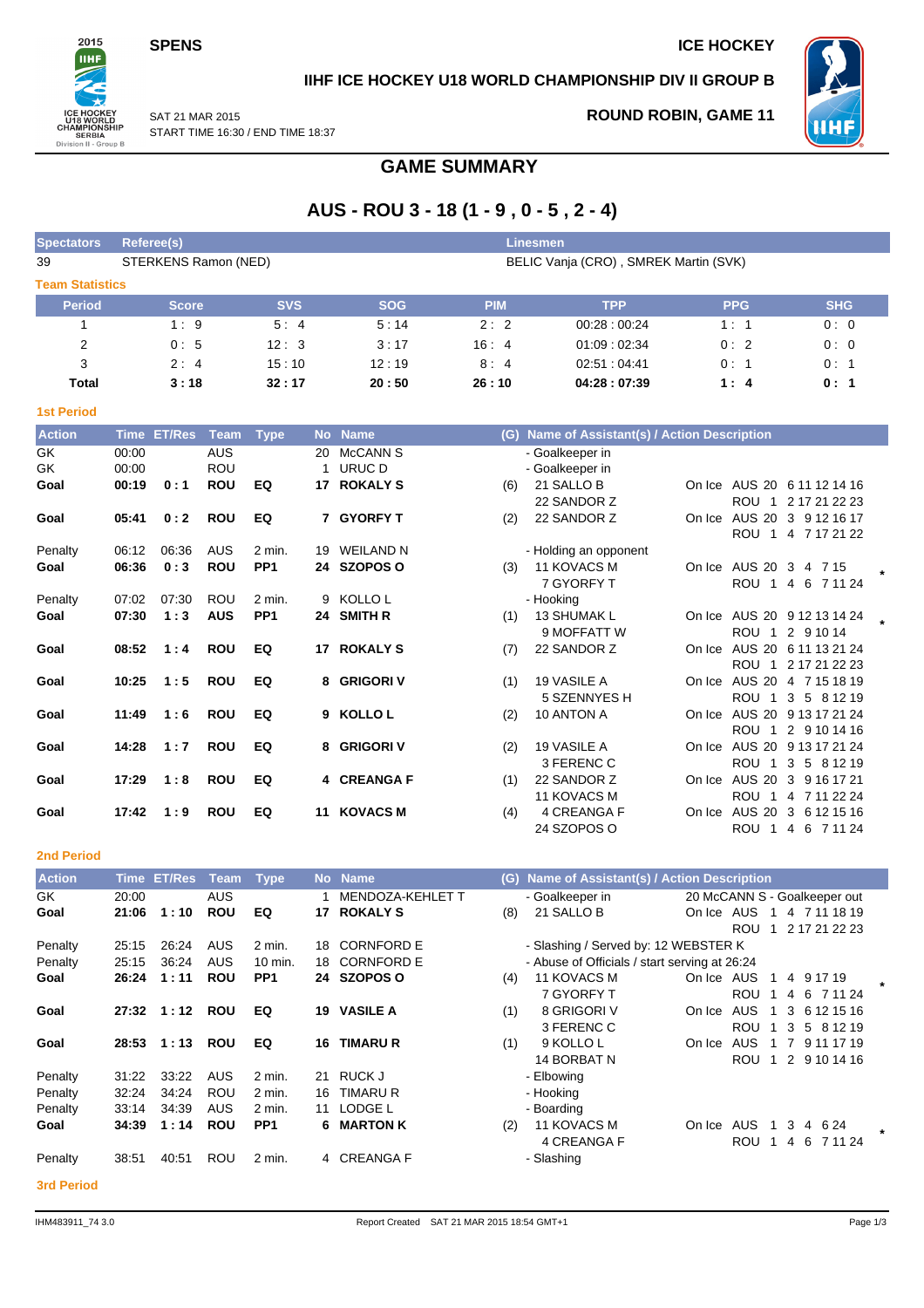SPENS

ICE HOCKEY

## IIHF ICE HOCKEY U18 WORLD CHAMPIONSHIP DIV II GROUP B

SAT 21 MAR 2015
START TIME 16:30 / END TIME 18:37

ROUND ROBIN, GAME 11

# GAME SUMMARY

## AUS - ROU 3 - 18 (1 - 9 , 0 - 5 , 2 - 4)

| Spectators | Referee(s) | Linesmen |
|---|---|---|
| 39 | STERKENS Ramon (NED) | BELIC Vanja (CRO) , SMREK Martin (SVK) |

### Team Statistics

| Period | Score | SVS | SOG | PIM | TPP | PPG | SHG |
|---|---|---|---|---|---|---|---|
| 1 | 1 : 9 | 5 : 4 | 5 : 14 | 2 : 2 | 00:28 : 00:24 | 1 : 1 | 0 : 0 |
| 2 | 0 : 5 | 12 : 3 | 3 : 17 | 16 : 4 | 01:09 : 02:34 | 0 : 2 | 0 : 0 |
| 3 | 2 : 4 | 15 : 10 | 12 : 19 | 8 : 4 | 02:51 : 04:41 | 0 : 1 | 0 : 1 |
| **Total** | **3 : 18** | **32 : 17** | **20 : 50** | **26 : 10** | **04:28 : 07:39** | **1 : 4** | **0 : 1** |

### 1st Period

| Action | Time | ET/Res | Team | Type | No | Name | (G) | Name of Assistant(s) / Action Description | On Ice |
|---|---|---|---|---|---|---|---|---|---|
| GK | 00:00 | | AUS | | 20 | McCANN S | | - Goalkeeper in | |
| GK | 00:00 | | ROU | | 1 | URUC D | | - Goalkeeper in | |
| **Goal** | **00:19** | **0 : 1** | **ROU** | **EQ** | **17** | **ROKALY S** | (6) | 21 SALLO B<br>22 SANDOR Z | On Ice AUS 20 6 11 12 14 16<br>ROU 1 2 17 21 22 23 |
| **Goal** | **05:41** | **0 : 2** | **ROU** | **EQ** | **7** | **GYORFY T** | (2) | 22 SANDOR Z | On Ice AUS 20 3 9 12 16 17<br>ROU 1 4 7 17 21 22 |
| Penalty | 06:12 | 06:36 | AUS | 2 min. | 19 | WEILAND N | | - Holding an opponent | |
| **Goal** | **06:36** | **0 : 3** | **ROU** | **PP1** | **24** | **SZOPOS O** | (3) | 11 KOVACS M<br>7 GYORFY T | On Ice AUS 20 3 4 7 15<br>ROU 1 4 6 7 11 24 * |
| Penalty | 07:02 | 07:30 | ROU | 2 min. | 9 | KOLLO L | | - Hooking | |
| **Goal** | **07:30** | **1 : 3** | **AUS** | **PP1** | **24** | **SMITH R** | (1) | 13 SHUMAK L<br>9 MOFFATT W | On Ice AUS 20 9 12 13 14 24<br>ROU 1 2 9 10 14 * |
| **Goal** | **08:52** | **1 : 4** | **ROU** | **EQ** | **17** | **ROKALY S** | (7) | 22 SANDOR Z | On Ice AUS 20 6 11 13 21 24<br>ROU 1 2 17 21 22 23 |
| **Goal** | **10:25** | **1 : 5** | **ROU** | **EQ** | **8** | **GRIGORI V** | (1) | 19 VASILE A<br>5 SZENNYES H | On Ice AUS 20 4 7 15 18 19<br>ROU 1 3 5 8 12 19 |
| **Goal** | **11:49** | **1 : 6** | **ROU** | **EQ** | **9** | **KOLLO L** | (2) | 10 ANTON A | On Ice AUS 20 9 13 17 21 24<br>ROU 1 2 9 10 14 16 |
| **Goal** | **14:28** | **1 : 7** | **ROU** | **EQ** | **8** | **GRIGORI V** | (2) | 19 VASILE A<br>3 FERENC C | On Ice AUS 20 9 13 17 21 24<br>ROU 1 3 5 8 12 19 |
| **Goal** | **17:29** | **1 : 8** | **ROU** | **EQ** | **4** | **CREANGA F** | (1) | 22 SANDOR Z<br>11 KOVACS M | On Ice AUS 20 3 9 16 17 21<br>ROU 1 4 7 11 22 24 |
| **Goal** | **17:42** | **1 : 9** | **ROU** | **EQ** | **11** | **KOVACS M** | (4) | 4 CREANGA F<br>24 SZOPOS O | On Ice AUS 20 3 6 12 15 16<br>ROU 1 4 6 7 11 24 |

### 2nd Period

| Action | Time | ET/Res | Team | Type | No | Name | (G) | Name of Assistant(s) / Action Description | On Ice |
|---|---|---|---|---|---|---|---|---|---|
| GK | 20:00 | | AUS | | 1 | MENDOZA-KEHLET T | | - Goalkeeper in | 20 McCANN S - Goalkeeper out |
| **Goal** | **21:06** | **1 : 10** | **ROU** | **EQ** | **17** | **ROKALY S** | (8) | 21 SALLO B | On Ice AUS 1 4 7 11 18 19<br>ROU 1 2 17 21 22 23 |
| Penalty | 25:15 | 26:24 | AUS | 2 min. | 18 | CORNFORD E | | - Slashing / Served by: 12 WEBSTER K | |
| Penalty | 25:15 | 36:24 | AUS | 10 min. | 18 | CORNFORD E | | - Abuse of Officials / start serving at 26:24 | |
| **Goal** | **26:24** | **1 : 11** | **ROU** | **PP1** | **24** | **SZOPOS O** | (4) | 11 KOVACS M<br>7 GYORFY T | On Ice AUS 1 4 9 17 19<br>ROU 1 4 6 7 11 24 * |
| **Goal** | **27:32** | **1 : 12** | **ROU** | **EQ** | **19** | **VASILE A** | (1) | 8 GRIGORI V<br>3 FERENC C | On Ice AUS 1 3 6 12 15 16<br>ROU 1 3 5 8 12 19 |
| **Goal** | **28:53** | **1 : 13** | **ROU** | **EQ** | **16** | **TIMARU R** | (1) | 9 KOLLO L<br>14 BORBAT N | On Ice AUS 1 7 9 11 17 19<br>ROU 1 2 9 10 14 16 |
| Penalty | 31:22 | 33:22 | AUS | 2 min. | 21 | RUCK J | | - Elbowing | |
| Penalty | 32:24 | 34:24 | ROU | 2 min. | 16 | TIMARU R | | - Hooking | |
| Penalty | 33:14 | 34:39 | AUS | 2 min. | 11 | LODGE L | | - Boarding | |
| **Goal** | **34:39** | **1 : 14** | **ROU** | **PP1** | **6** | **MARTON K** | (2) | 11 KOVACS M<br>4 CREANGA F | On Ice AUS 1 3 4 6 24<br>ROU 1 4 6 7 11 24 * |
| Penalty | 38:51 | 40:51 | ROU | 2 min. | 4 | CREANGA F | | - Slashing | |

### 3rd Period

IHM483911_74 3.0 — Report Created SAT 21 MAR 2015 18:54 GMT+1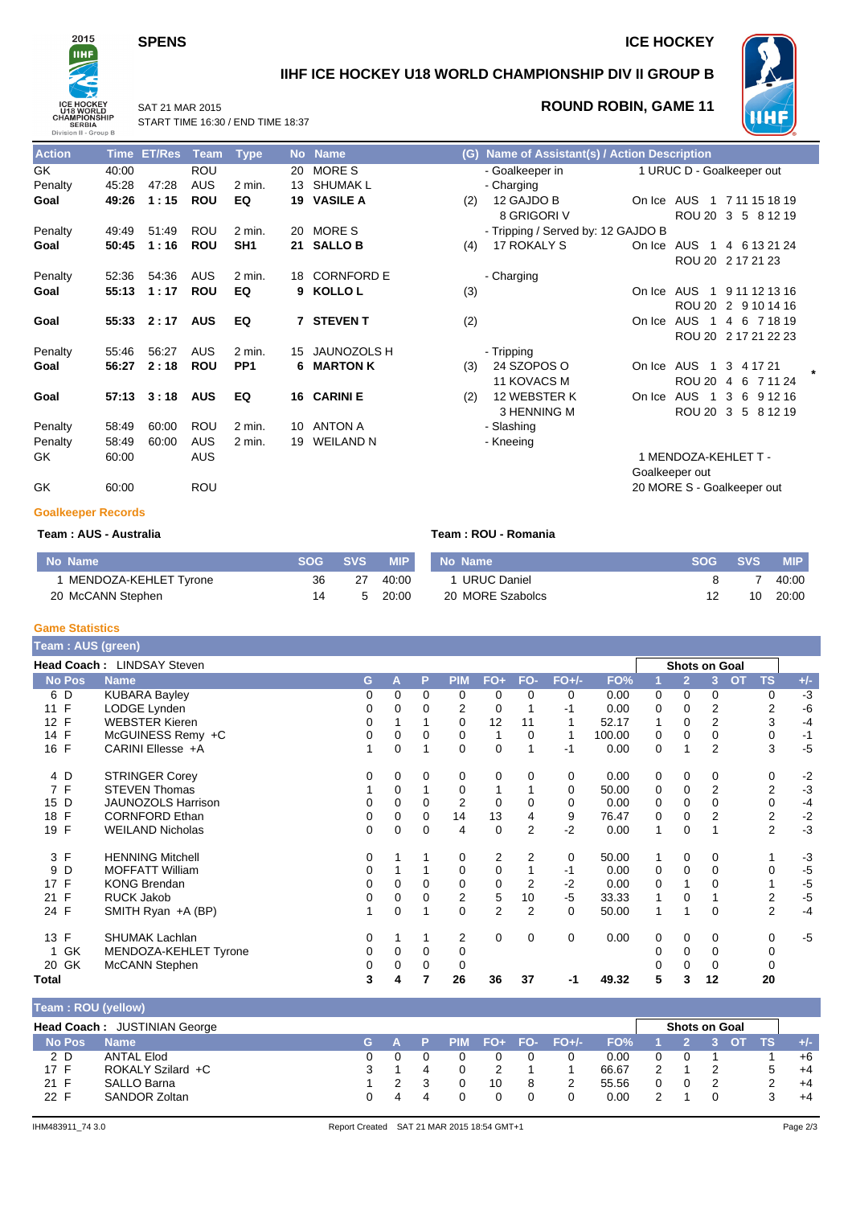# IIHF ICE HOCKEY U18 WORLD CHAMPIONSHIP DIV II GROUP B

SPENS

ICE HOCKEY

SAT 21 MAR 2015
START TIME 16:30 / END TIME 18:37

## ROUND ROBIN, GAME 11

| Action | Time | ET/Res | Team | Type | No | Name | (G) | Name of Assistant(s) / Action Description | |
|---|---|---|---|---|---|---|---|---|---|
| GK | 40:00 | | ROU | | 20 | MORE S | | - Goalkeeper in | 1 URUC D - Goalkeeper out |
| Penalty | 45:28 | 47:28 | AUS | 2 min. | 13 | SHUMAK L | | - Charging | |
| **Goal** | **49:26** | **1 : 15** | **ROU** | **EQ** | **19** | **VASILE A** | (2) | 12 GAJDO B<br>8 GRIGORI V | On Ice AUS 1 7 11 15 18 19<br>ROU 20 3 5 8 12 19 |
| Penalty | 49:49 | 51:49 | ROU | 2 min. | 20 | MORE S | | - Tripping / Served by: 12 GAJDO B | |
| **Goal** | **50:45** | **1 : 16** | **ROU** | **SH1** | **21** | **SALLO B** | (4) | 17 ROKALY S | On Ice AUS 1 4 6 13 21 24<br>ROU 20 2 17 21 23 |
| Penalty | 52:36 | 54:36 | AUS | 2 min. | 18 | CORNFORD E | | - Charging | |
| **Goal** | **55:13** | **1 : 17** | **ROU** | **EQ** | **9** | **KOLLO L** | (3) | | On Ice AUS 1 9 11 12 13 16<br>ROU 20 2 9 10 14 16 |
| **Goal** | **55:33** | **2 : 17** | **AUS** | **EQ** | **7** | **STEVEN T** | (2) | | On Ice AUS 1 4 6 7 18 19<br>ROU 20 2 17 21 22 23 |
| Penalty | 55:46 | 56:27 | AUS | 2 min. | 15 | JAUNZOLS H | | - Tripping | |
| **Goal** | **56:27** | **2 : 18** | **ROU** | **PP1** | **6** | **MARTON K** | (3) | 24 SZOPOS O<br>11 KOVACS M | On Ice AUS 1 3 4 17 21<br>ROU 20 4 6 7 11 24 |
| **Goal** | **57:13** | **3 : 18** | **AUS** | **EQ** | **16** | **CARINI E** | (2) | 12 WEBSTER K<br>3 HENNING M | On Ice AUS 1 3 6 9 12 16<br>ROU 20 3 5 8 12 19 |
| Penalty | 58:49 | 60:00 | ROU | 2 min. | 10 | ANTON A | | - Slashing | |
| Penalty | 58:49 | 60:00 | AUS | 2 min. | 19 | WEILAND N | | - Kneeing | |
| GK | 60:00 | | AUS | | | | | | 1 MENDOZA-KEHLET T - Goalkeeper out |
| GK | 60:00 | | ROU | | | | | | 20 MORE S - Goalkeeper out |

### Goalkeeper Records

**Team : AUS - Australia**

| No | Name | SOG | SVS | MIP |
|---|---|---|---|---|
| 1 | MENDOZA-KEHLET Tyrone | 36 | 27 | 40:00 |
| 20 | McCANN Stephen | 14 | 5 | 20:00 |

**Team : ROU - Romania**

| No | Name | SOG | SVS | MIP |
|---|---|---|---|---|
| 1 | URUC Daniel | 8 | 7 | 40:00 |
| 20 | MORE Szabolcs | 12 | 10 | 20:00 |

### Game Statistics

**Team : AUS (green)**

**Head Coach :** LINDSAY Steven

| No | Pos | Name | G | A | P | PIM | FO+ | FO- | FO+/- | FO% | 1 | 2 | 3 | OT | TS | +/- |
|---|---|---|---|---|---|---|---|---|---|---|---|---|---|---|---|---|
| 6 | D | KUBARA Bayley | 0 | 0 | 0 | 0 | 0 | 0 | 0 | 0.00 | 0 | 0 | 0 | | 0 | -3 |
| 11 | F | LODGE Lynden | 0 | 0 | 0 | 2 | 0 | 1 | -1 | 0.00 | 0 | 0 | 2 | | 2 | -6 |
| 12 | F | WEBSTER Kieren | 0 | 1 | 1 | 0 | 12 | 11 | 1 | 52.17 | 1 | 0 | 2 | | 3 | -4 |
| 14 | F | McGUINESS Remy +C | 0 | 0 | 0 | 0 | 1 | 0 | 1 | 100.00 | 0 | 0 | 0 | | 0 | -1 |
| 16 | F | CARINI Ellesse +A | 1 | 0 | 1 | 0 | 0 | 1 | -1 | 0.00 | 0 | 1 | 2 | | 3 | -5 |
| 4 | D | STRINGER Corey | 0 | 0 | 0 | 0 | 0 | 0 | 0 | 0.00 | 0 | 0 | 0 | | 0 | -2 |
| 7 | F | STEVEN Thomas | 1 | 0 | 1 | 0 | 1 | 1 | 0 | 50.00 | 0 | 0 | 2 | | 2 | -3 |
| 15 | D | JAUNZOLS Harrison | 0 | 0 | 0 | 2 | 0 | 0 | 0 | 0.00 | 0 | 0 | 0 | | 0 | -4 |
| 18 | F | CORNFORD Ethan | 0 | 0 | 0 | 14 | 13 | 4 | 9 | 76.47 | 0 | 0 | 2 | | 2 | -2 |
| 19 | F | WEILAND Nicholas | 0 | 0 | 0 | 4 | 0 | 2 | -2 | 0.00 | 1 | 0 | 1 | | 2 | -3 |
| 3 | F | HENNING Mitchell | 0 | 1 | 1 | 0 | 2 | 2 | 0 | 50.00 | 1 | 0 | 0 | | 1 | -3 |
| 9 | D | MOFFATT William | 0 | 1 | 1 | 0 | 0 | 1 | -1 | 0.00 | 0 | 0 | 0 | | 0 | -5 |
| 17 | F | KONG Brendan | 0 | 0 | 0 | 0 | 0 | 2 | -2 | 0.00 | 0 | 1 | 0 | | 1 | -5 |
| 21 | F | RUCK Jakob | 0 | 0 | 0 | 2 | 5 | 10 | -5 | 33.33 | 1 | 0 | 1 | | 2 | -5 |
| 24 | F | SMITH Ryan +A (BP) | 1 | 0 | 1 | 0 | 2 | 2 | 0 | 50.00 | 1 | 1 | 0 | | 2 | -4 |
| 13 | F | SHUMAK Lachlan | 0 | 1 | 1 | 2 | 0 | 0 | 0 | 0.00 | 0 | 0 | 0 | | 0 | -5 |
| 1 | GK | MENDOZA-KEHLET Tyrone | 0 | 0 | 0 | 0 | | | | | 0 | 0 | 0 | | 0 | |
| 20 | GK | McCANN Stephen | 0 | 0 | 0 | 0 | | | | | 0 | 0 | 0 | | 0 | |
| **Total** | | | **3** | **4** | **7** | **26** | **36** | **37** | **-1** | **49.32** | **5** | **3** | **12** | | **20** | |

**Team : ROU (yellow)**

**Head Coach :** JUSTINIAN George

| No | Pos | Name | G | A | P | PIM | FO+ | FO- | FO+/- | FO% | 1 | 2 | 3 | OT | TS | +/- |
|---|---|---|---|---|---|---|---|---|---|---|---|---|---|---|---|---|
| 2 | D | ANTAL Elod | 0 | 0 | 0 | 0 | 0 | 0 | 0 | 0.00 | 0 | 0 | 1 | | 1 | +6 |
| 17 | F | ROKALY Szilard +C | 3 | 1 | 4 | 0 | 2 | 1 | 1 | 66.67 | 2 | 1 | 2 | | 5 | +4 |
| 21 | F | SALLO Barna | 1 | 2 | 3 | 0 | 10 | 8 | 2 | 55.56 | 0 | 0 | 2 | | 2 | +4 |
| 22 | F | SANDOR Zoltan | 0 | 4 | 4 | 0 | 0 | 0 | 0 | 0.00 | 2 | 1 | 0 | | 3 | +4 |

IHM483911_74 3.0 Report Created SAT 21 MAR 2015 18:54 GMT+1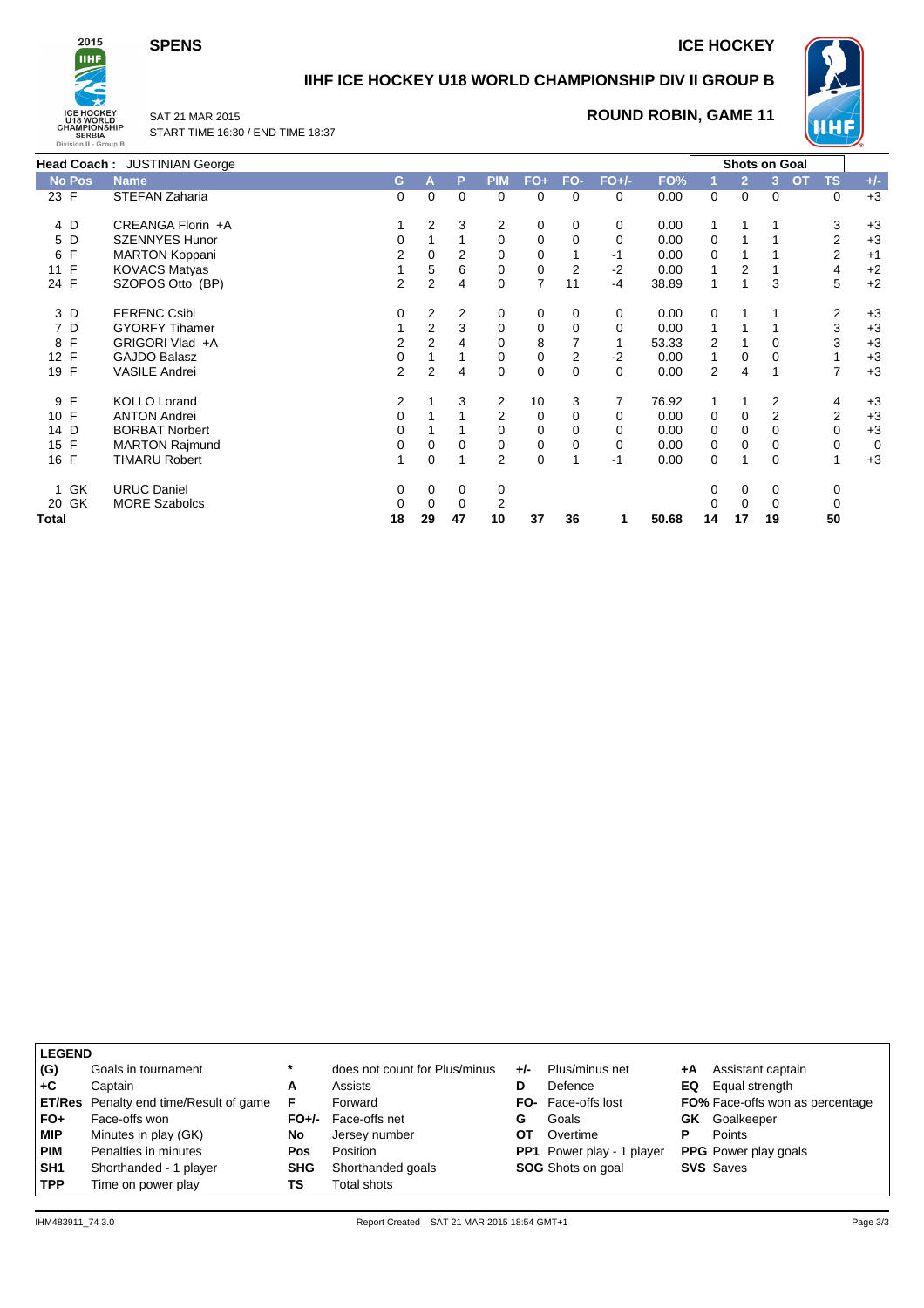**SPENS** **ICE HOCKEY**

## IIHF ICE HOCKEY U18 WORLD CHAMPIONSHIP DIV II GROUP B

SAT 21 MAR 2015
START TIME 16:30 / END TIME 18:37

### ROUND ROBIN, GAME 11

**Head Coach :** JUSTINIAN George

| No | Pos | Name | G | A | P | PIM | FO+ | FO- | FO+/- | FO% | Shots on Goal 1 | 2 | 3 | OT | TS | +/- |
|---|---|---|---|---|---|---|---|---|---|---|---|---|---|---|---|---|
| 23 | F | STEFAN Zaharia | 0 | 0 | 0 | 0 | 0 | 0 | 0 | 0.00 | 0 | 0 | 0 | | 0 | +3 |
| 4 | D | CREANGA Florin +A | 1 | 2 | 3 | 2 | 0 | 0 | 0 | 0.00 | 1 | 1 | 1 | | 3 | +3 |
| 5 | D | SZENNYES Hunor | 0 | 1 | 1 | 0 | 0 | 0 | 0 | 0.00 | 0 | 1 | 1 | | 2 | +3 |
| 6 | F | MARTON Koppani | 2 | 0 | 2 | 0 | 0 | 1 | -1 | 0.00 | 0 | 1 | 1 | | 2 | +1 |
| 11 | F | KOVACS Matyas | 1 | 5 | 6 | 0 | 0 | 2 | -2 | 0.00 | 1 | 2 | 1 | | 4 | +2 |
| 24 | F | SZOPOS Otto (BP) | 2 | 2 | 4 | 0 | 7 | 11 | -4 | 38.89 | 1 | 1 | 3 | | 5 | +2 |
| 3 | D | FERENC Csibi | 0 | 2 | 2 | 0 | 0 | 0 | 0 | 0.00 | 0 | 1 | 1 | | 2 | +3 |
| 7 | D | GYORFY Tihamer | 1 | 2 | 3 | 0 | 0 | 0 | 0 | 0.00 | 1 | 1 | 1 | | 3 | +3 |
| 8 | F | GRIGORI Vlad +A | 2 | 2 | 4 | 0 | 8 | 7 | 1 | 53.33 | 2 | 1 | 0 | | 3 | +3 |
| 12 | F | GAJDO Balasz | 0 | 1 | 1 | 0 | 0 | 2 | -2 | 0.00 | 1 | 0 | 0 | | 1 | +3 |
| 19 | F | VASILE Andrei | 2 | 2 | 4 | 0 | 0 | 0 | 0 | 0.00 | 2 | 4 | 1 | | 7 | +3 |
| 9 | F | KOLLO Lorand | 2 | 1 | 3 | 2 | 10 | 3 | 7 | 76.92 | 1 | 1 | 2 | | 4 | +3 |
| 10 | F | ANTON Andrei | 0 | 1 | 1 | 2 | 0 | 0 | 0 | 0.00 | 0 | 0 | 2 | | 2 | +3 |
| 14 | D | BORBAT Norbert | 0 | 1 | 1 | 0 | 0 | 0 | 0 | 0.00 | 0 | 0 | 0 | | 0 | +3 |
| 15 | F | MARTON Rajmund | 0 | 0 | 0 | 0 | 0 | 0 | 0 | 0.00 | 0 | 0 | 0 | | 0 | 0 |
| 16 | F | TIMARU Robert | 1 | 0 | 1 | 2 | 0 | 1 | -1 | 0.00 | 0 | 1 | 0 | | 1 | +3 |
| 1 | GK | URUC Daniel | 0 | 0 | 0 | 0 | | | | | 0 | 0 | 0 | | 0 | |
| 20 | GK | MORE Szabolcs | 0 | 0 | 0 | 2 | | | | | 0 | 0 | 0 | | 0 | |
| **Total** | | | **18** | **29** | **47** | **10** | **37** | **36** | **1** | **50.68** | **14** | **17** | **19** | | **50** | |

**LEGEND**

| | | | | | | | |
|---|---|---|---|---|---|---|---|
| (G) | Goals in tournament | * | does not count for Plus/minus | +/- | Plus/minus net | +A | Assistant captain |
| +C | Captain | A | Assists | D | Defence | EQ | Equal strength |
| ET/Res | Penalty end time/Result of game | F | Forward | FO- | Face-offs lost | FO% | Face-offs won as percentage |
| FO+ | Face-offs won | FO+/- | Face-offs net | G | Goals | GK | Goalkeeper |
| MIP | Minutes in play (GK) | No | Jersey number | OT | Overtime | P | Points |
| PIM | Penalties in minutes | Pos | Position | PP1 | Power play - 1 player | PPG | Power play goals |
| SH1 | Shorthanded - 1 player | SHG | Shorthanded goals | SOG | Shots on goal | SVS | Saves |
| TPP | Time on power play | TS | Total shots | | | | |

IHM483911_74 3.0 Report Created SAT 21 MAR 2015 18:54 GMT+1